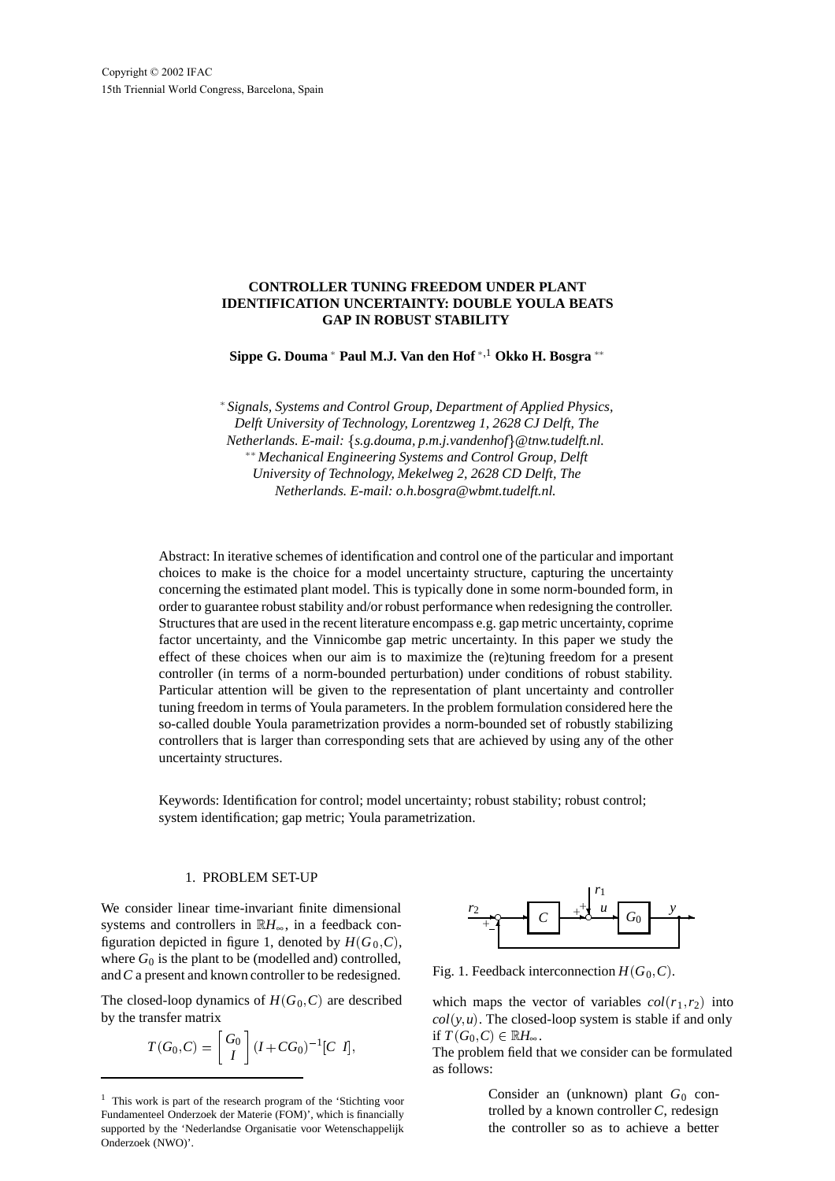Copyright © 2002 IFAC
15th Triennial World Congress, Barcelona, Spain

# CONTROLLER TUNING FREEDOM UNDER PLANT IDENTIFICATION UNCERTAINTY: DOUBLE YOULA BEATS GAP IN ROBUST STABILITY

**Sippe G. Douma** [*] **Paul M.J. Van den Hof** [*,1] **Okko H. Bosgra** [**]

[*] *Signals, Systems and Control Group, Department of Applied Physics, Delft University of Technology, Lorentzweg 1, 2628 CJ Delft, The Netherlands. E-mail: {s.g.douma, p.m.j.vandenhof}@tnw.tudelft.nl.*
[**] *Mechanical Engineering Systems and Control Group, Delft University of Technology, Mekelweg 2, 2628 CD Delft, The Netherlands. E-mail: o.h.bosgra@wbmt.tudelft.nl.*

Abstract: In iterative schemes of identification and control one of the particular and important choices to make is the choice for a model uncertainty structure, capturing the uncertainty concerning the estimated plant model. This is typically done in some norm-bounded form, in order to guarantee robust stability and/or robust performance when redesigning the controller. Structures that are used in the recent literature encompass e.g. gap metric uncertainty, coprime factor uncertainty, and the Vinnicombe gap metric uncertainty. In this paper we study the effect of these choices when our aim is to maximize the (re)tuning freedom for a present controller (in terms of a norm-bounded perturbation) under conditions of robust stability. Particular attention will be given to the representation of plant uncertainty and controller tuning freedom in terms of Youla parameters. In the problem formulation considered here the so-called double Youla parametrization provides a norm-bounded set of robustly stabilizing controllers that is larger than corresponding sets that are achieved by using any of the other uncertainty structures.

Keywords: Identification for control; model uncertainty; robust stability; robust control; system identification; gap metric; Youla parametrization.

## 1. PROBLEM SET-UP

We consider linear time-invariant finite dimensional systems and controllers in $\mathbb{R}H_\infty$, in a feedback configuration depicted in figure 1, denoted by $H(G_0,C)$, where $G_0$ is the plant to be (modelled and) controlled, and $C$ a present and known controller to be redesigned.

The closed-loop dynamics of $H(G_0,C)$ are described by the transfer matrix

$$T(G_0,C) = \begin{bmatrix} G_0 \\ I \end{bmatrix} (I + CG_0)^{-1} [C \;\; I],$$

Fig. 1. Feedback interconnection $H(G_0,C)$.

which maps the vector of variables $col(r_1,r_2)$ into $col(y,u)$. The closed-loop system is stable if and only if $T(G_0,C) \in \mathbb{R}H_\infty$.
The problem field that we consider can be formulated as follows:

> Consider an (unknown) plant $G_0$ controlled by a known controller $C$, redesign the controller so as to achieve a better

[1] This work is part of the research program of the 'Stichting voor Fundamenteel Onderzoek der Materie (FOM)', which is financially supported by the 'Nederlandse Organisatie voor Wetenschappelijk Onderzoek (NWO)'.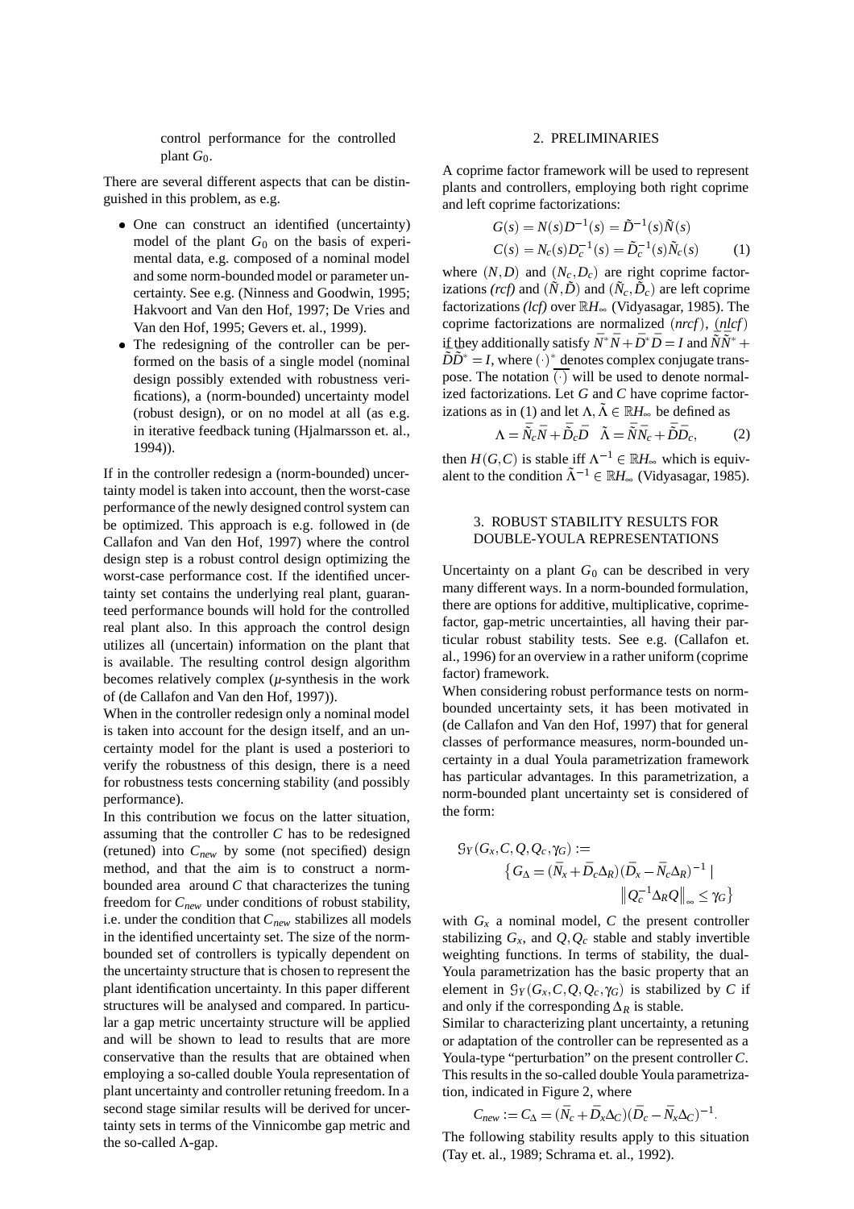control performance for the controlled plant $G_0$.

There are several different aspects that can be distinguished in this problem, as e.g.

- One can construct an identified (uncertainty) model of the plant $G_0$ on the basis of experimental data, e.g. composed of a nominal model and some norm-bounded model or parameter uncertainty. See e.g. (Ninness and Goodwin, 1995; Hakvoort and Van den Hof, 1997; De Vries and Van den Hof, 1995; Gevers et. al., 1999).
- The redesigning of the controller can be performed on the basis of a single model (nominal design possibly extended with robustness verifications), a (norm-bounded) uncertainty model (robust design), or on no model at all (as e.g. in iterative feedback tuning (Hjalmarsson et. al., 1994)).

If in the controller redesign a (norm-bounded) uncertainty model is taken into account, then the worst-case performance of the newly designed control system can be optimized. This approach is e.g. followed in (de Callafon and Van den Hof, 1997) where the control design step is a robust control design optimizing the worst-case performance cost. If the identified uncertainty set contains the underlying real plant, guaranteed performance bounds will hold for the controlled real plant also. In this approach the control design utilizes all (uncertain) information on the plant that is available. The resulting control design algorithm becomes relatively complex ($\mu$-synthesis in the work of (de Callafon and Van den Hof, 1997)).

When in the controller redesign only a nominal model is taken into account for the design itself, and an uncertainty model for the plant is used a posteriori to verify the robustness of this design, there is a need for robustness tests concerning stability (and possibly performance).

In this contribution we focus on the latter situation, assuming that the controller $C$ has to be redesigned (retuned) into $C_{new}$ by some (not specified) design method, and that the aim is to construct a norm-bounded area around $C$ that characterizes the tuning freedom for $C_{new}$ under conditions of robust stability, i.e. under the condition that $C_{new}$ stabilizes all models in the identified uncertainty set. The size of the norm-bounded set of controllers is typically dependent on the uncertainty structure that is chosen to represent the plant identification uncertainty. In this paper different structures will be analysed and compared. In particular a gap metric uncertainty structure will be applied and will be shown to lead to results that are more conservative than the results that are obtained when employing a so-called double Youla representation of plant uncertainty and controller retuning freedom. In a second stage similar results will be derived for uncertainty sets in terms of the Vinnicombe gap metric and the so-called $\Lambda$-gap.

## 2. PRELIMINARIES

A coprime factor framework will be used to represent plants and controllers, employing both right coprime and left coprime factorizations:

$$G(s) = N(s)D^{-1}(s) = \tilde{D}^{-1}(s)\tilde{N}(s)$$
$$C(s) = N_c(s)D_c^{-1}(s) = \tilde{D}_c^{-1}(s)\tilde{N}_c(s) \qquad (1)$$

where $(N,D)$ and $(N_c,D_c)$ are right coprime factorizations *(rcf)* and $(\tilde{N},\tilde{D})$ and $(\tilde{N}_c,\tilde{D}_c)$ are left coprime factorizations *(lcf)* over $\mathbb{R}H_\infty$ (Vidyasagar, 1985). The coprime factorizations are normalized $(\overline{nrcf})$, $(\overline{nlcf})$ if they additionally satisfy $\bar{N}^*\bar{N} + \bar{D}^*\bar{D} = I$ and $\tilde{\bar{N}}\tilde{\bar{N}}^* + \tilde{\bar{D}}\tilde{\bar{D}}^* = I$, where $(\cdot)^*$ denotes complex conjugate transpose. The notation $\overline{(\cdot)}$ will be used to denote normalized factorizations. Let $G$ and $C$ have coprime factorizations as in (1) and let $\Lambda, \tilde{\Lambda} \in \mathbb{R}H_\infty$ be defined as

$$\Lambda = \tilde{\bar{N}}_c\bar{N} + \tilde{\bar{D}}_c\bar{D} \quad \tilde{\Lambda} = \tilde{\bar{N}}\bar{N}_c + \tilde{\bar{D}}\bar{D}_c, \qquad (2)$$

then $H(G,C)$ is stable iff $\Lambda^{-1} \in \mathbb{R}H_\infty$ which is equivalent to the condition $\tilde{\Lambda}^{-1} \in \mathbb{R}H_\infty$ (Vidyasagar, 1985).

## 3. ROBUST STABILITY RESULTS FOR DOUBLE-YOULA REPRESENTATIONS

Uncertainty on a plant $G_0$ can be described in very many different ways. In a norm-bounded formulation, there are options for additive, multiplicative, coprime-factor, gap-metric uncertainties, all having their particular robust stability tests. See e.g. (Callafon et. al., 1996) for an overview in a rather uniform (coprime factor) framework.

When considering robust performance tests on norm-bounded uncertainty sets, it has been motivated in (de Callafon and Van den Hof, 1997) that for general classes of performance measures, norm-bounded uncertainty in a dual Youla parametrization framework has particular advantages. In this parametrization, a norm-bounded plant uncertainty set is considered of the form:

$$\mathcal{G}_Y(G_x, C, Q, Q_c, \gamma_G) := \\ \left\{G_\Delta = (\bar{N}_x + \bar{D}_c\Delta_R)(\bar{D}_x - \bar{N}_c\Delta_R)^{-1} \mid \right. \\ \left. \left\|Q_c^{-1}\Delta_R Q\right\|_\infty \le \gamma_G\right\}$$

with $G_x$ a nominal model, $C$ the present controller stabilizing $G_x$, and $Q, Q_c$ stable and stably invertible weighting functions. In terms of stability, the dual-Youla parametrization has the basic property that an element in $\mathcal{G}_Y(G_x, C, Q, Q_c, \gamma_G)$ is stabilized by $C$ if and only if the corresponding $\Delta_R$ is stable.

Similar to characterizing plant uncertainty, a retuning or adaptation of the controller can be represented as a Youla-type "perturbation" on the present controller $C$. This results in the so-called double Youla parametrization, indicated in Figure 2, where

$$C_{new} := C_\Delta = (\bar{N}_c + \bar{D}_x\Delta_C)(\bar{D}_c - \bar{N}_x\Delta_C)^{-1}.$$

The following stability results apply to this situation (Tay et. al., 1989; Schrama et. al., 1992).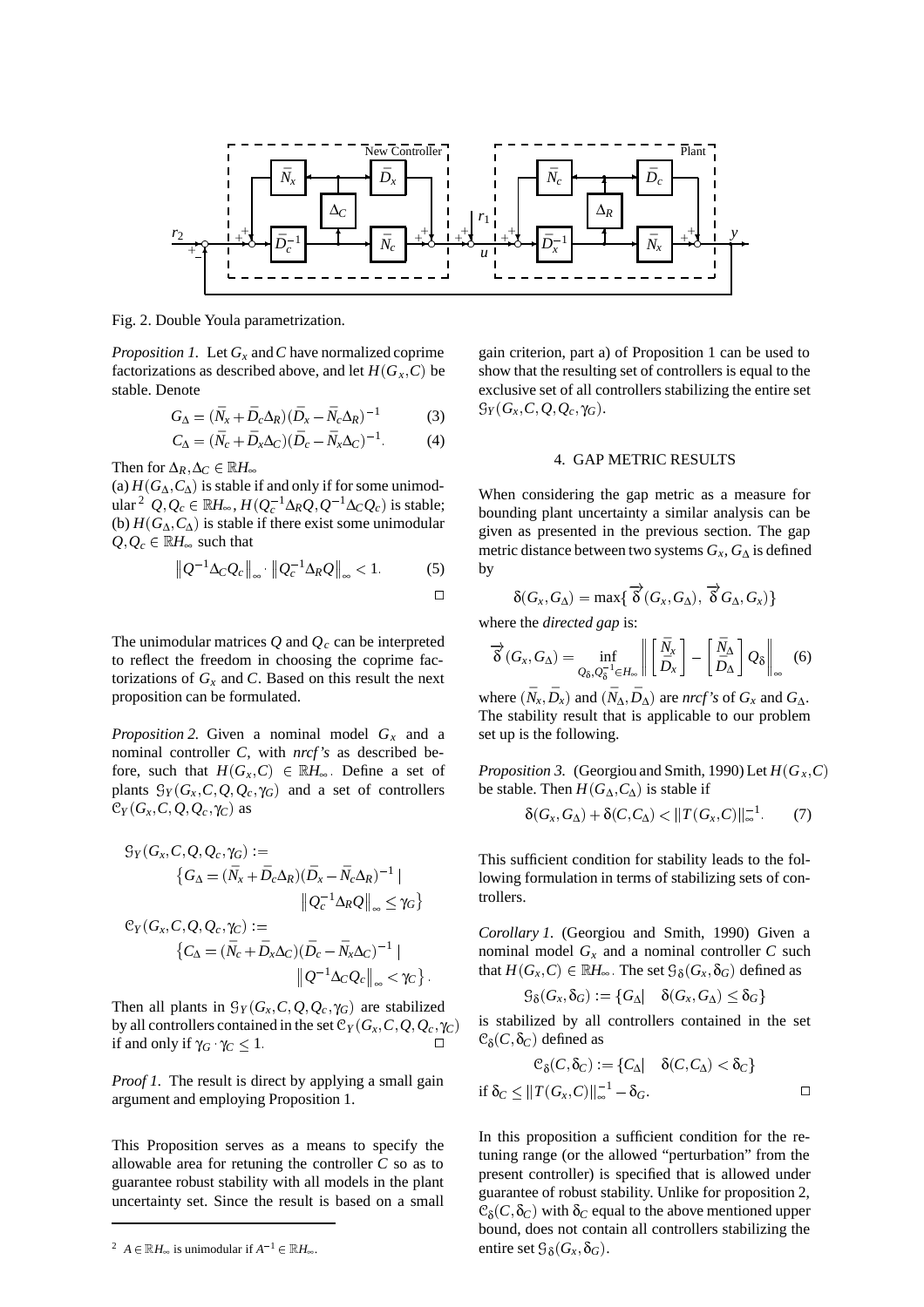Fig. 2. Double Youla parametrization.

*Proposition 1.* Let $G_x$ and $C$ have normalized coprime factorizations as described above, and let $H(G_x, C)$ be stable. Denote

$$G_\Delta = (\bar{N}_x + \bar{D}_c\Delta_R)(\bar{D}_x - \bar{N}_c\Delta_R)^{-1} \quad (3)$$

$$C_\Delta = (\bar{N}_c + \bar{D}_x\Delta_C)(\bar{D}_c - \bar{N}_x\Delta_C)^{-1}. \quad (4)$$

Then for $\Delta_R, \Delta_C \in \mathbb{R}H_\infty$

(a) $H(G_\Delta, C_\Delta)$ is stable if and only if for some unimodular [2] $Q, Q_c \in \mathbb{R}H_\infty$, $H(Q_c^{-1}\Delta_R Q, Q^{-1}\Delta_C Q_c)$ is stable;
(b) $H(G_\Delta, C_\Delta)$ is stable if there exist some unimodular $Q, Q_c \in \mathbb{R}H_\infty$ such that

$$\left\|Q^{-1}\Delta_C Q_c\right\|_\infty \cdot \left\|Q_c^{-1}\Delta_R Q\right\|_\infty < 1. \quad (5)$$

□

The unimodular matrices $Q$ and $Q_c$ can be interpreted to reflect the freedom in choosing the coprime factorizations of $G_x$ and $C$. Based on this result the next proposition can be formulated.

*Proposition 2.* Given a nominal model $G_x$ and a nominal controller $C$, with *nrcf's* as described before, such that $H(G_x, C) \in \mathbb{R}H_\infty$. Define a set of plants $\mathcal{G}_Y(G_x, C, Q, Q_c, \gamma_G)$ and a set of controllers $\mathcal{C}_Y(G_x, C, Q, Q_c, \gamma_C)$ as

$$\mathcal{G}_Y(G_x, C, Q, Q_c, \gamma_G) := \left\{G_\Delta = (\bar{N}_x + \bar{D}_c\Delta_R)(\bar{D}_x - \bar{N}_c\Delta_R)^{-1} \mid \left\|Q_c^{-1}\Delta_R Q\right\|_\infty \leq \gamma_G\right\}$$

$$\mathcal{C}_Y(G_x, C, Q, Q_c, \gamma_C) := \left\{C_\Delta = (\bar{N}_c + \bar{D}_x\Delta_C)(\bar{D}_c - \bar{N}_x\Delta_C)^{-1} \mid \left\|Q^{-1}\Delta_C Q_c\right\|_\infty < \gamma_C\right\}.$$

Then all plants in $\mathcal{G}_Y(G_x, C, Q, Q_c, \gamma_G)$ are stabilized by all controllers contained in the set $\mathcal{C}_Y(G_x, C, Q, Q_c, \gamma_C)$ if and only if $\gamma_G \cdot \gamma_C \leq 1$. □

*Proof 1.* The result is direct by applying a small gain argument and employing Proposition 1.

This Proposition serves as a means to specify the allowable area for retuning the controller $C$ so as to guarantee robust stability with all models in the plant uncertainty set. Since the result is based on a small gain criterion, part a) of Proposition 1 can be used to show that the resulting set of controllers is equal to the exclusive set of all controllers stabilizing the entire set $\mathcal{G}_Y(G_x, C, Q, Q_c, \gamma_G)$.

## 4. GAP METRIC RESULTS

When considering the gap metric as a measure for bounding plant uncertainty a similar analysis can be given as presented in the previous section. The gap metric distance between two systems $G_x, G_\Delta$ is defined by

$$\delta(G_x, G_\Delta) = \max\{\vec{\delta}(G_x, G_\Delta), \vec{\delta}G_\Delta, G_x)\}$$

where the *directed gap* is:

$$\vec{\delta}(G_x, G_\Delta) = \inf_{Q_\delta, Q_\delta^{-1} \in H_\infty} \left\| \begin{bmatrix} \bar{N}_x \\ \bar{D}_x \end{bmatrix} - \begin{bmatrix} \bar{N}_\Delta \\ \bar{D}_\Delta \end{bmatrix} Q_\delta \right\|_\infty \quad (6)$$

where $(\bar{N}_x, \bar{D}_x)$ and $(\bar{N}_\Delta, \bar{D}_\Delta)$ are *nrcf's* of $G_x$ and $G_\Delta$. The stability result that is applicable to our problem set up is the following.

*Proposition 3.* (Georgiou and Smith, 1990) Let $H(G_x, C)$ be stable. Then $H(G_\Delta, C_\Delta)$ is stable if

$$\delta(G_x, G_\Delta) + \delta(C, C_\Delta) < \|T(G_x, C)\|_\infty^{-1}. \quad (7)$$

This sufficient condition for stability leads to the following formulation in terms of stabilizing sets of controllers.

*Corollary 1.* (Georgiou and Smith, 1990) Given a nominal model $G_x$ and a nominal controller $C$ such that $H(G_x, C) \in \mathbb{R}H_\infty$. The set $\mathcal{G}_\delta(G_x, \delta_G)$ defined as

$$\mathcal{G}_\delta(G_x, \delta_G) := \{G_\Delta | \quad \delta(G_x, G_\Delta) \leq \delta_G\}$$

is stabilized by all controllers contained in the set $\mathcal{C}_\delta(C, \delta_C)$ defined as

$$\mathcal{C}_\delta(C, \delta_C) := \{C_\Delta | \quad \delta(C, C_\Delta) < \delta_C\}$$

if $\delta_C \leq \|T(G_x, C)\|_\infty^{-1} - \delta_G$. □

In this proposition a sufficient condition for the retuning range (or the allowed "perturbation" from the present controller) is specified that is allowed under guarantee of robust stability. Unlike for proposition 2, $\mathcal{C}_\delta(C, \delta_C)$ with $\delta_C$ equal to the above mentioned upper bound, does not contain all controllers stabilizing the entire set $\mathcal{G}_\delta(G_x, \delta_G)$.

---

[2] $A \in \mathbb{R}H_\infty$ is unimodular if $A^{-1} \in \mathbb{R}H_\infty$.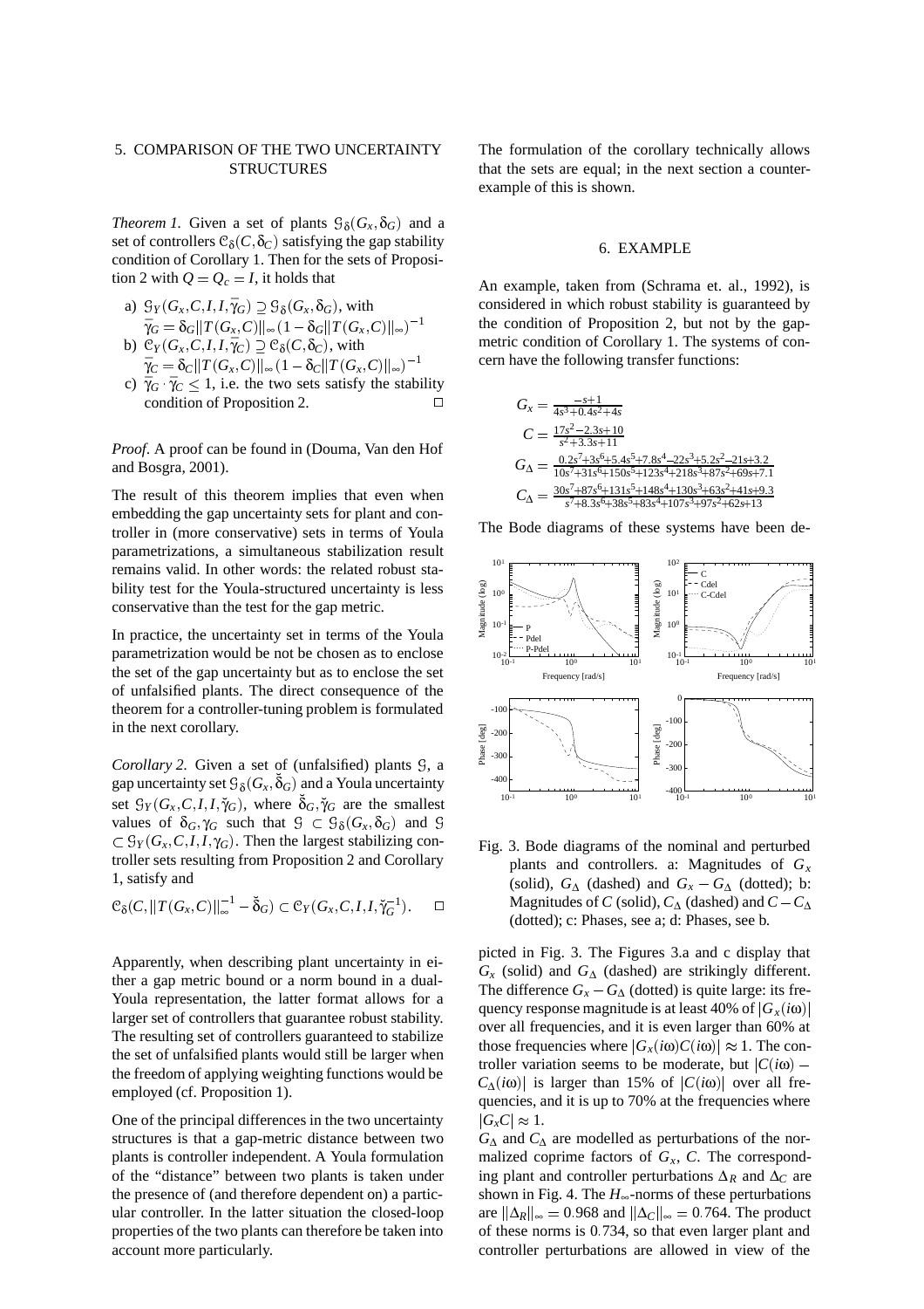## 5. COMPARISON OF THE TWO UNCERTAINTY STRUCTURES

*Theorem 1.* Given a set of plants $\mathcal{G}_\delta(G_x, \delta_G)$ and a set of controllers $\mathcal{C}_\delta(C, \delta_C)$ satisfying the gap stability condition of Corollary 1. Then for the sets of Proposition 2 with $Q = Q_c = I$, it holds that

a) $\mathcal{G}_Y(G_x, C, I, I, \bar{\gamma}_G) \supseteq \mathcal{G}_\delta(G_x, \delta_G)$, with $\bar{\gamma}_G = \delta_G \|T(G_x, C)\|_\infty (1 - \delta_G \|T(G_x, C)\|_\infty)^{-1}$
b) $\mathcal{C}_Y(G_x, C, I, I, \bar{\gamma}_C) \supseteq \mathcal{C}_\delta(C, \delta_C)$, with $\bar{\gamma}_C = \delta_C \|T(G_x, C)\|_\infty (1 - \delta_C \|T(G_x, C)\|_\infty)^{-1}$
c) $\bar{\gamma}_G \cdot \bar{\gamma}_C \leq 1$, i.e. the two sets satisfy the stability condition of Proposition 2. □

*Proof*. A proof can be found in (Douma, Van den Hof and Bosgra, 2001).

The result of this theorem implies that even when embedding the gap uncertainty sets for plant and controller in (more conservative) sets in terms of Youla parametrizations, a simultaneous stabilization result remains valid. In other words: the related robust stability test for the Youla-structured uncertainty is less conservative than the test for the gap metric.

In practice, the uncertainty set in terms of the Youla parametrization would be not be chosen as to enclose the set of the gap uncertainty but as to enclose the set of unfalsified plants. The direct consequence of the theorem for a controller-tuning problem is formulated in the next corollary.

*Corollary 2.* Given a set of (unfalsified) plants $\mathcal{G}$, a gap uncertainty set $\mathcal{G}_\delta(G_x, \breve{\delta}_G)$ and a Youla uncertainty set $\mathcal{G}_Y(G_x, C, I, I, \breve{\gamma}_G)$, where $\breve{\delta}_G, \breve{\gamma}_G$ are the smallest values of $\delta_G, \gamma_G$ such that $\mathcal{G} \subset \mathcal{G}_\delta(G_x, \delta_G)$ and $\mathcal{G} \subset \mathcal{G}_Y(G_x, C, I, I, \gamma_G)$. Then the largest stabilizing controller sets resulting from Proposition 2 and Corollary 1, satisfy and

$$\mathcal{C}_\delta(C, \|T(G_x, C)\|_\infty^{-1} - \breve{\delta}_G) \subset \mathcal{C}_Y(G_x, C, I, I, \breve{\gamma}_G^{-1}). \quad \square$$

Apparently, when describing plant uncertainty in either a gap metric bound or a norm bound in a dual-Youla representation, the latter format allows for a larger set of controllers that guarantee robust stability. The resulting set of controllers guaranteed to stabilize the set of unfalsified plants would still be larger when the freedom of applying weighting functions would be employed (cf. Proposition 1).

One of the principal differences in the two uncertainty structures is that a gap-metric distance between two plants is controller independent. A Youla formulation of the "distance" between two plants is taken under the presence of (and therefore dependent on) a particular controller. In the latter situation the closed-loop properties of the two plants can therefore be taken into account more particularly.

The formulation of the corollary technically allows that the sets are equal; in the next section a counter-example of this is shown.

## 6. EXAMPLE

An example, taken from (Schrama et. al., 1992), is considered in which robust stability is guaranteed by the condition of Proposition 2, but not by the gap-metric condition of Corollary 1. The systems of concern have the following transfer functions:

$$G_x = \frac{-s+1}{4s^3+0.4s^2+4s}$$
$$C = \frac{17s^2-2.3s+10}{s^2+3.3s+11}$$
$$G_\Delta = \frac{0.2s^7+3s^6+5.4s^5+7.8s^4-22s^3+5.2s^2-21s+3.2}{10s^7+31s^6+150s^5+123s^4+218s^3+87s^2+69s+7.1}$$
$$C_\Delta = \frac{30s^7+87s^6+131s^5+148s^4+130s^3+63s^2+41s+9.3}{s^7+8.3s^6+38s^5+83s^4+107s^3+97s^2+62s+13}$$

The Bode diagrams of these systems have been depicted in Fig. 3. The Figures 3.a and c display that $G_x$ (solid) and $G_\Delta$ (dashed) are strikingly different. The difference $G_x - G_\Delta$ (dotted) is quite large: its frequency response magnitude is at least 40% of $|G_x(i\omega)|$ over all frequencies, and it is even larger than 60% at those frequencies where $|G_x(i\omega)C(i\omega)| \approx 1$. The controller variation seems to be moderate, but $|C(i\omega) - C_\Delta(i\omega)|$ is larger than 15% of $|C(i\omega)|$ over all frequencies, and it is up to 70% at the frequencies where $|G_x C| \approx 1$.

Fig. 3. Bode diagrams of the nominal and perturbed plants and controllers. a: Magnitudes of $G_x$ (solid), $G_\Delta$ (dashed) and $G_x - G_\Delta$ (dotted); b: Magnitudes of $C$ (solid), $C_\Delta$ (dashed) and $C - C_\Delta$ (dotted); c: Phases, see a; d: Phases, see b.

$G_\Delta$ and $C_\Delta$ are modelled as perturbations of the normalized coprime factors of $G_x$, $C$. The corresponding plant and controller perturbations $\Delta_R$ and $\Delta_C$ are shown in Fig. 4. The $H_\infty$-norms of these perturbations are $\|\Delta_R\|_\infty = 0.968$ and $\|\Delta_C\|_\infty = 0.764$. The product of these norms is 0.734, so that even larger plant and controller perturbations are allowed in view of the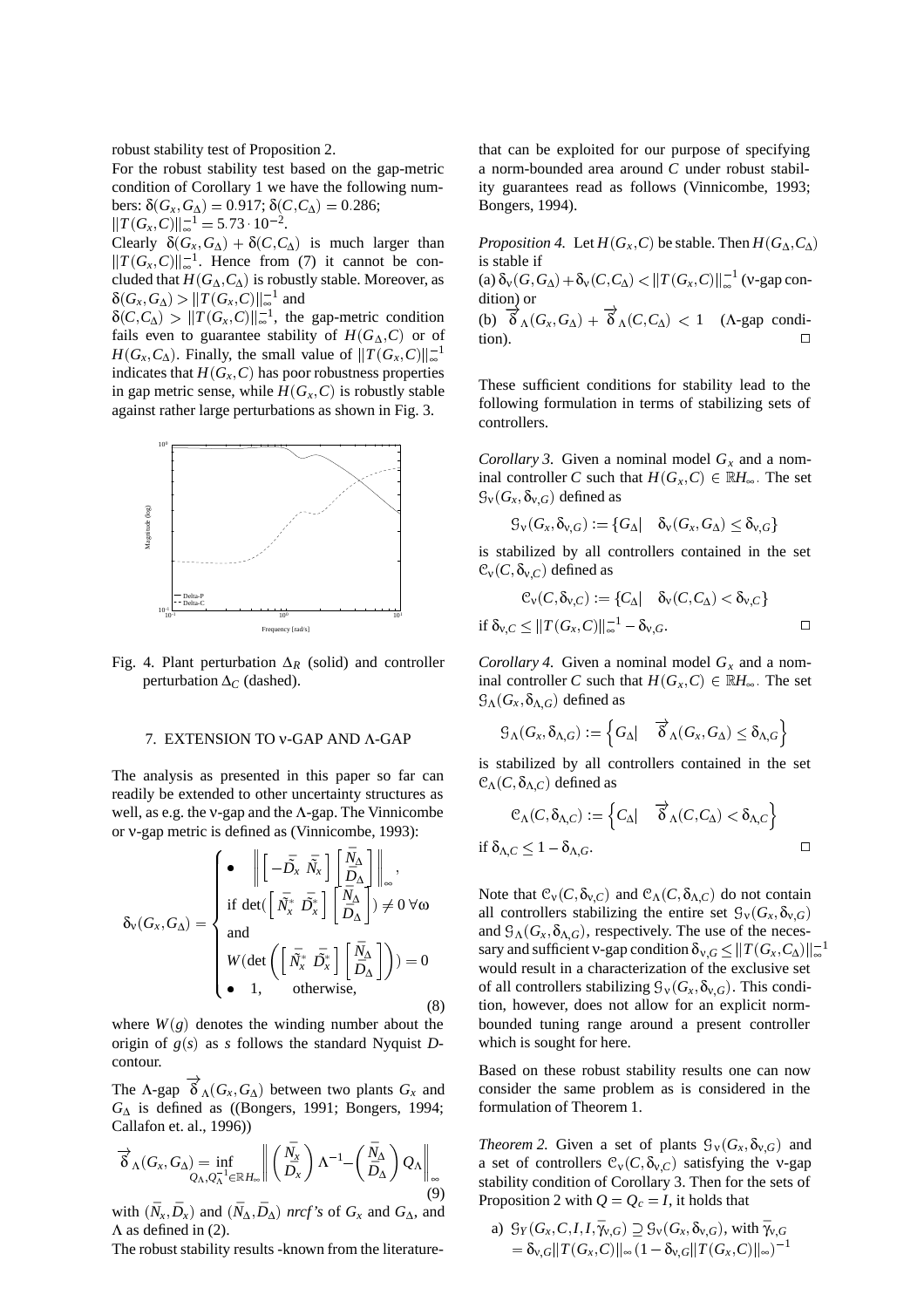robust stability test of Proposition 2.

For the robust stability test based on the gap-metric condition of Corollary 1 we have the following numbers: $\delta(G_x, G_\Delta) = 0.917$; $\delta(C, C_\Delta) = 0.286$; $\|T(G_x, C)\|_\infty^{-1} = 5.73 \cdot 10^{-2}$.

Clearly $\delta(G_x, G_\Delta) + \delta(C, C_\Delta)$ is much larger than $\|T(G_x, C)\|_\infty^{-1}$. Hence from (7) it cannot be concluded that $H(G_\Delta, C_\Delta)$ is robustly stable. Moreover, as $\delta(G_x, G_\Delta) > \|T(G_x, C)\|_\infty^{-1}$ and $\delta(C, C_\Delta) > \|T(G_x, C)\|_\infty^{-1}$, the gap-metric condition fails even to guarantee stability of $H(G_\Delta, C)$ or of $H(G_x, C_\Delta)$. Finally, the small value of $\|T(G_x, C)\|_\infty^{-1}$ indicates that $H(G_x, C)$ has poor robustness properties in gap metric sense, while $H(G_x, C)$ is robustly stable against rather large perturbations as shown in Fig. 3.

Fig. 4. Plant perturbation $\Delta_R$ (solid) and controller perturbation $\Delta_C$ (dashed).

## 7. EXTENSION TO ν-GAP AND Λ-GAP

The analysis as presented in this paper so far can readily be extended to other uncertainty structures as well, as e.g. the ν-gap and the Λ-gap. The Vinnicombe or ν-gap metric is defined as (Vinnicombe, 1993):

$$\delta_\nu(G_x, G_\Delta) = \begin{cases} \bullet \quad \left\| \begin{bmatrix} -\bar{\tilde{D}}_x & \bar{\tilde{N}}_x \end{bmatrix} \begin{bmatrix} \bar{N}_\Delta \\ \bar{D}_\Delta \end{bmatrix} \right\|_\infty, \\ \text{if } \det(\begin{bmatrix} \bar{\tilde{N}}_x^* & \bar{\tilde{D}}_x^* \end{bmatrix} \begin{bmatrix} \bar{N}_\Delta \\ \bar{D}_\Delta \end{bmatrix}) \neq 0 \; \forall \omega \\ \text{and} \\ W(\det\left(\begin{bmatrix} \bar{\tilde{N}}_x^* & \bar{\tilde{D}}_x^* \end{bmatrix} \begin{bmatrix} \bar{N}_\Delta \\ \bar{D}_\Delta \end{bmatrix}\right)) = 0 \\ \bullet \quad 1, \qquad \text{otherwise,} \end{cases} \tag{8}$$

where $W(g)$ denotes the winding number about the origin of $g(s)$ as $s$ follows the standard Nyquist $D$-contour.

The Λ-gap $\vec{\delta}_\Lambda(G_x, G_\Delta)$ between two plants $G_x$ and $G_\Delta$ is defined as ((Bongers, 1991; Bongers, 1994; Callafon et. al., 1996))

$$\vec{\delta}_\Lambda(G_x, G_\Delta) = \inf_{Q_\Lambda, Q_\Lambda^{-1} \in \mathbb{R}H_\infty} \left\| \begin{pmatrix} \bar{N}_x \\ \bar{D}_x \end{pmatrix} \Lambda^{-1} - \begin{pmatrix} \bar{N}_\Delta \\ \bar{D}_\Delta \end{pmatrix} Q_\Lambda \right\|_\infty \tag{9}$$

with $(\bar{N}_x, \bar{D}_x)$ and $(\bar{N}_\Delta, \bar{D}_\Delta)$ *nrcf's* of $G_x$ and $G_\Delta$, and $\Lambda$ as defined in (2).

The robust stability results -known from the literature- that can be exploited for our purpose of specifying a norm-bounded area around $C$ under robust stability guarantees read as follows (Vinnicombe, 1993; Bongers, 1994).

*Proposition 4.* Let $H(G_x, C)$ be stable. Then $H(G_\Delta, C_\Delta)$ is stable if
(a) $\delta_\nu(G, G_\Delta) + \delta_\nu(C, C_\Delta) < \|T(G_x, C)\|_\infty^{-1}$ (ν-gap condition) or
(b) $\vec{\delta}_\Lambda(G_x, G_\Delta) + \vec{\delta}_\Lambda(C, C_\Delta) < 1$ (Λ-gap condition). □

These sufficient conditions for stability lead to the following formulation in terms of stabilizing sets of controllers.

*Corollary 3.* Given a nominal model $G_x$ and a nominal controller $C$ such that $H(G_x, C) \in \mathbb{R}H_\infty$. The set $\mathcal{G}_\nu(G_x, \delta_{\nu,G})$ defined as

$$\mathcal{G}_\nu(G_x, \delta_{\nu,G}) := \{G_\Delta | \quad \delta_\nu(G_x, G_\Delta) \leq \delta_{\nu,G}\}$$

is stabilized by all controllers contained in the set $\mathcal{C}_\nu(C, \delta_{\nu,C})$ defined as

$$\mathcal{C}_\nu(C, \delta_{\nu,C}) := \{C_\Delta | \quad \delta_\nu(C, C_\Delta) < \delta_{\nu,C}\}$$

if $\delta_{\nu,C} \leq \|T(G_x, C)\|_\infty^{-1} - \delta_{\nu,G}$. □

*Corollary 4.* Given a nominal model $G_x$ and a nominal controller $C$ such that $H(G_x, C) \in \mathbb{R}H_\infty$. The set $\mathcal{G}_\Lambda(G_x, \delta_{\Lambda,G})$ defined as

$$\mathcal{G}_\Lambda(G_x, \delta_{\Lambda,G}) := \left\{G_\Delta | \quad \vec{\delta}_\Lambda(G_x, G_\Delta) \leq \delta_{\Lambda,G}\right\}$$

is stabilized by all controllers contained in the set $\mathcal{C}_\Lambda(C, \delta_{\Lambda,C})$ defined as

$$\mathcal{C}_\Lambda(C, \delta_{\Lambda,C}) := \left\{C_\Delta | \quad \vec{\delta}_\Lambda(C, C_\Delta) < \delta_{\Lambda,C}\right\}$$

if $\delta_{\Lambda,C} \leq 1 - \delta_{\Lambda,G}$. □

Note that $\mathcal{C}_\nu(C, \delta_{\nu,C})$ and $\mathcal{C}_\Lambda(C, \delta_{\Lambda,C})$ do not contain all controllers stabilizing the entire set $\mathcal{G}_\nu(G_x, \delta_{\nu,G})$ and $\mathcal{G}_\Lambda(G_x, \delta_{\Lambda,G})$, respectively. The use of the necessary and sufficient ν-gap condition $\delta_{\nu,G} \leq \|T(G_x, C_\Delta)\|_\infty^{-1}$ would result in a characterization of the exclusive set of all controllers stabilizing $\mathcal{G}_\nu(G_x, \delta_{\nu,G})$. This condition, however, does not allow for an explicit norm-bounded tuning range around a present controller which is sought for here.

Based on these robust stability results one can now consider the same problem as is considered in the formulation of Theorem 1.

*Theorem 2.* Given a set of plants $\mathcal{G}_\nu(G_x, \delta_{\nu,G})$ and a set of controllers $\mathcal{C}_\nu(C, \delta_{\nu,C})$ satisfying the ν-gap stability condition of Corollary 3. Then for the sets of Proposition 2 with $Q = Q_c = I$, it holds that

a) $\mathcal{G}_Y(G_x, C, I, I, \bar{\gamma}_{\nu,G}) \supseteq \mathcal{G}_\nu(G_x, \delta_{\nu,G})$, with $\bar{\gamma}_{\nu,G} = \delta_{\nu,G}\|T(G_x, C)\|_\infty (1 - \delta_{\nu,G}\|T(G_x, C)\|_\infty)^{-1}$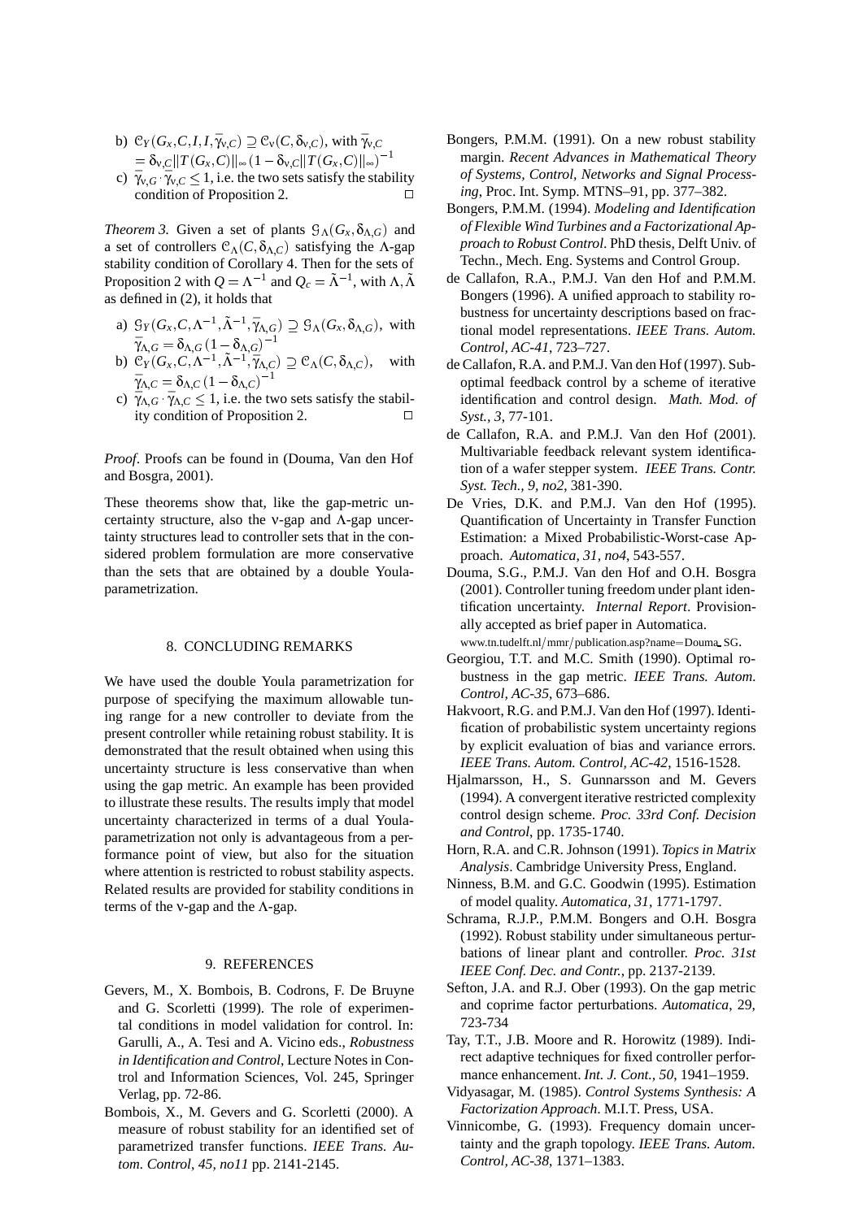b) $\mathcal{C}_Y(G_x, C, I, I, \bar{\gamma}_{\nu,C}) \supseteq \mathcal{C}_\nu(C, \delta_{\nu,C})$, with $\bar{\gamma}_{\nu,C} = \delta_{\nu,C} \|T(G_x,C)\|_\infty (1 - \delta_{\nu,C} \|T(G_x,C)\|_\infty)^{-1}$

c) $\bar{\gamma}_{\nu,G} \cdot \bar{\gamma}_{\nu,C} \leq 1$, i.e. the two sets satisfy the stability condition of Proposition 2. □

*Theorem 3.* Given a set of plants $\mathcal{G}_\Lambda(G_x, \delta_{\Lambda,G})$ and a set of controllers $\mathcal{C}_\Lambda(C, \delta_{\Lambda,C})$ satisfying the $\Lambda$-gap stability condition of Corollary 4. Then for the sets of Proposition 2 with $Q = \Lambda^{-1}$ and $Q_c = \tilde{\Lambda}^{-1}$, with $\Lambda, \tilde{\Lambda}$ as defined in (2), it holds that

a) $\mathcal{G}_Y(G_x, C, \Lambda^{-1}, \tilde{\Lambda}^{-1}, \bar{\gamma}_{\Lambda,G}) \supseteq \mathcal{G}_\Lambda(G_x, \delta_{\Lambda,G})$, with $\bar{\gamma}_{\Lambda,G} = \delta_{\Lambda,G} (1 - \delta_{\Lambda,G})^{-1}$

b) $\mathcal{C}_Y(G_x, C, \Lambda^{-1}, \tilde{\Lambda}^{-1}, \bar{\gamma}_{\Lambda,C}) \supseteq \mathcal{C}_\Lambda(C, \delta_{\Lambda,C})$, with $\bar{\gamma}_{\Lambda,C} = \delta_{\Lambda,C} (1 - \delta_{\Lambda,C})^{-1}$

c) $\bar{\gamma}_{\Lambda,G} \cdot \bar{\gamma}_{\Lambda,C} \leq 1$, i.e. the two sets satisfy the stability condition of Proposition 2. □

*Proof*. Proofs can be found in (Douma, Van den Hof and Bosgra, 2001).

These theorems show that, like the gap-metric uncertainty structure, also the $\nu$-gap and $\Lambda$-gap uncertainty structures lead to controller sets that in the considered problem formulation are more conservative than the sets that are obtained by a double Youla-parametrization.

## 8. CONCLUDING REMARKS

We have used the double Youla parametrization for purpose of specifying the maximum allowable tuning range for a new controller to deviate from the present controller while retaining robust stability. It is demonstrated that the result obtained when using this uncertainty structure is less conservative than when using the gap metric. An example has been provided to illustrate these results. The results imply that model uncertainty characterized in terms of a dual Youla-parametrization not only is advantageous from a performance point of view, but also for the situation where attention is restricted to robust stability aspects. Related results are provided for stability conditions in terms of the $\nu$-gap and the $\Lambda$-gap.

## 9. REFERENCES

Gevers, M., X. Bombois, B. Codrons, F. De Bruyne and G. Scorletti (1999). The role of experimental conditions in model validation for control. In: Garulli, A., A. Tesi and A. Vicino eds., *Robustness in Identification and Control*, Lecture Notes in Control and Information Sciences, Vol. 245, Springer Verlag, pp. 72-86.

Bombois, X., M. Gevers and G. Scorletti (2000). A measure of robust stability for an identified set of parametrized transfer functions. *IEEE Trans. Autom. Control, 45, no11* pp. 2141-2145.

Bongers, P.M.M. (1991). On a new robust stability margin. *Recent Advances in Mathematical Theory of Systems, Control, Networks and Signal Processing*, Proc. Int. Symp. MTNS–91, pp. 377–382.

Bongers, P.M.M. (1994). *Modeling and Identification of Flexible Wind Turbines and a Factorizational Approach to Robust Control*. PhD thesis, Delft Univ. of Techn., Mech. Eng. Systems and Control Group.

de Callafon, R.A., P.M.J. Van den Hof and P.M.M. Bongers (1996). A unified approach to stability robustness for uncertainty descriptions based on fractional model representations. *IEEE Trans. Autom. Control, AC-41*, 723–727.

de Callafon, R.A. and P.M.J. Van den Hof (1997). Suboptimal feedback control by a scheme of iterative identification and control design. *Math. Mod. of Syst., 3*, 77-101.

de Callafon, R.A. and P.M.J. Van den Hof (2001). Multivariable feedback relevant system identification of a wafer stepper system. *IEEE Trans. Contr. Syst. Tech., 9, no2*, 381-390.

De Vries, D.K. and P.M.J. Van den Hof (1995). Quantification of Uncertainty in Transfer Function Estimation: a Mixed Probabilistic-Worst-case Approach. *Automatica, 31, no4*, 543-557.

Douma, S.G., P.M.J. Van den Hof and O.H. Bosgra (2001). Controller tuning freedom under plant identification uncertainty. *Internal Report*. Provisionally accepted as brief paper in Automatica. www.tn.tudelft.nl/mmr/publication.asp?name=Douma_SG.

Georgiou, T.T. and M.C. Smith (1990). Optimal robustness in the gap metric. *IEEE Trans. Autom. Control, AC-35*, 673–686.

Hakvoort, R.G. and P.M.J. Van den Hof (1997). Identification of probabilistic system uncertainty regions by explicit evaluation of bias and variance errors. *IEEE Trans. Autom. Control, AC-42*, 1516-1528.

Hjalmarsson, H., S. Gunnarsson and M. Gevers (1994). A convergent iterative restricted complexity control design scheme. *Proc. 33rd Conf. Decision and Control*, pp. 1735-1740.

Horn, R.A. and C.R. Johnson (1991). *Topics in Matrix Analysis*. Cambridge University Press, England.

Ninness, B.M. and G.C. Goodwin (1995). Estimation of model quality. *Automatica, 31*, 1771-1797.

Schrama, R.J.P., P.M.M. Bongers and O.H. Bosgra (1992). Robust stability under simultaneous perturbations of linear plant and controller. *Proc. 31st IEEE Conf. Dec. and Contr.*, pp. 2137-2139.

Sefton, J.A. and R.J. Ober (1993). On the gap metric and coprime factor perturbations. *Automatica*, 29, 723-734

Tay, T.T., J.B. Moore and R. Horowitz (1989). Indirect adaptive techniques for fixed controller performance enhancement. *Int. J. Cont., 50*, 1941–1959.

Vidyasagar, M. (1985). *Control Systems Synthesis: A Factorization Approach*. M.I.T. Press, USA.

Vinnicombe, G. (1993). Frequency domain uncertainty and the graph topology. *IEEE Trans. Autom. Control, AC-38*, 1371–1383.